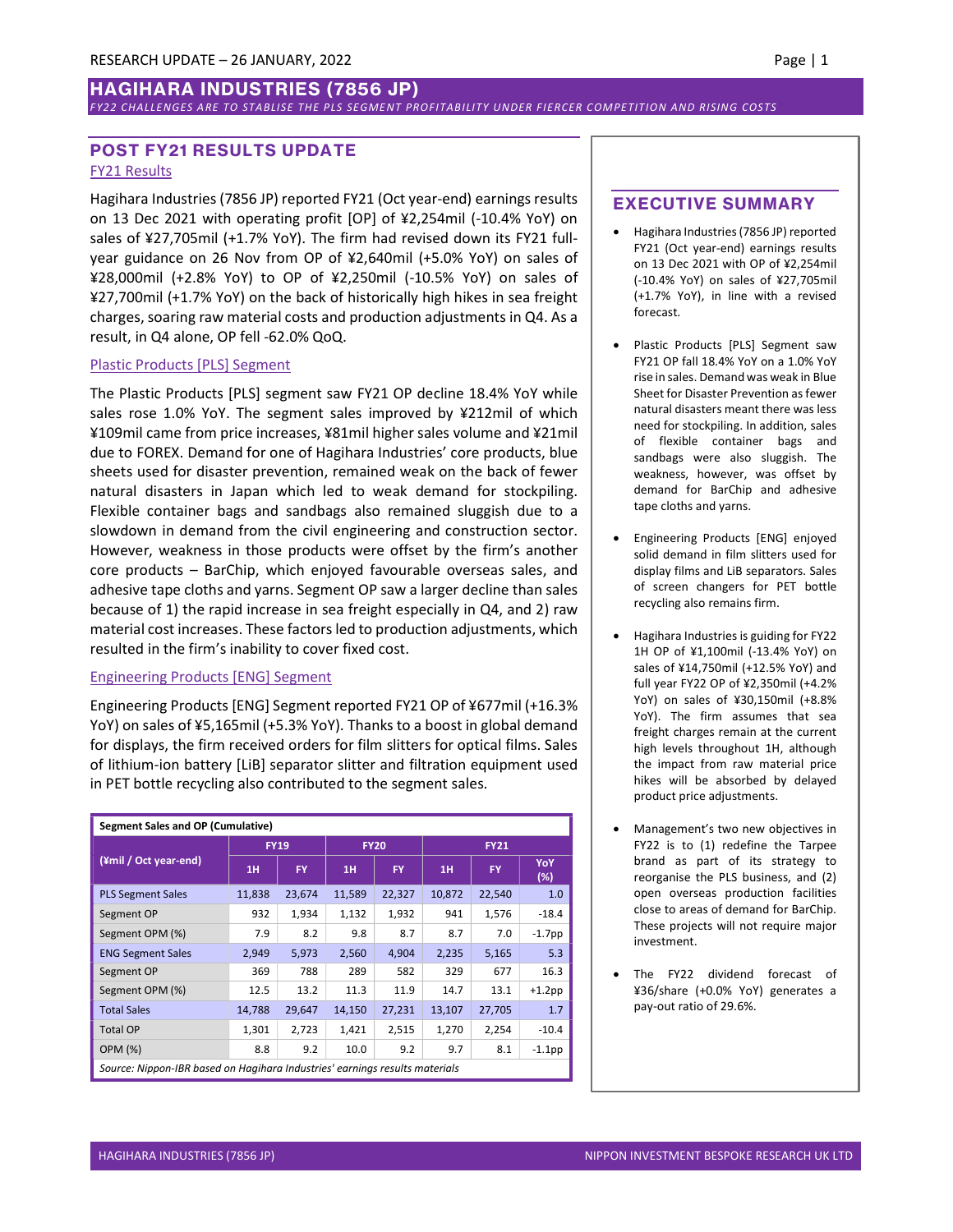RESEARCH UPDATE – 26 JANUARY, 2022

# HAGIHARA INDUSTRIES (7856 JP)

*FY22 CHALLENGES ARE TO STABLISE THE PLS SEGMENT PROFITABILITY UNDER FIERCER COMPETITION AND RISING COSTS*

## POST FY21 RESULTS UPDATE

### FY21 Results

Hagihara Industries (7856 JP) reported FY21 (Oct year-end) earnings results on 13 Dec 2021 with operating profit [OP] of ¥2,254mil (-10.4% YoY) on sales of ¥27,705mil (+1.7% YoY). The firm had revised down its FY21 full-year guidance on 26 Nov from OP of ¥2,640mil (+5.0% YoY) on sales of ¥28,000mil (+2.8% YoY) to OP of ¥2,250mil (-10.5% YoY) on sales of ¥27,700mil (+1.7% YoY) on the back of historically high hikes in sea freight charges, soaring raw material costs and production adjustments in Q4. As a result, in Q4 alone, OP fell -62.0% QoQ.

### Plastic Products [PLS] Segment

The Plastic Products [PLS] segment saw FY21 OP decline 18.4% YoY while sales rose 1.0% YoY. The segment sales improved by ¥212mil of which ¥109mil came from price increases, ¥81mil higher sales volume and ¥21mil due to FOREX. Demand for one of Hagihara Industries' core products, blue sheets used for disaster prevention, remained weak on the back of fewer natural disasters in Japan which led to weak demand for stockpiling. Flexible container bags and sandbags also remained sluggish due to a slowdown in demand from the civil engineering and construction sector. However, weakness in those products were offset by the firm's another core products – BarChip, which enjoyed favourable overseas sales, and adhesive tape cloths and yarns. Segment OP saw a larger decline than sales because of 1) the rapid increase in sea freight especially in Q4, and 2) raw material cost increases. These factors led to production adjustments, which resulted in the firm's inability to cover fixed cost.

### Engineering Products [ENG] Segment

Engineering Products [ENG] Segment reported FY21 OP of ¥677mil (+16.3% YoY) on sales of ¥5,165mil (+5.3% YoY). Thanks to a boost in global demand for displays, the firm received orders for film slitters for optical films. Sales of lithium-ion battery [LiB] separator slitter and filtration equipment used in PET bottle recycling also contributed to the segment sales.

**Segment Sales and OP (Cumulative)**

| (¥mil / Oct year-end) | FY19 | | FY20 | | FY21 | | |
|---|---|---|---|---|---|---|---|
| | 1H | FY | 1H | FY | 1H | FY | YoY (%) |
| PLS Segment Sales | 11,838 | 23,674 | 11,589 | 22,327 | 10,872 | 22,540 | 1.0 |
| Segment OP | 932 | 1,934 | 1,132 | 1,932 | 941 | 1,576 | -18.4 |
| Segment OPM (%) | 7.9 | 8.2 | 9.8 | 8.7 | 8.7 | 7.0 | -1.7pp |
| ENG Segment Sales | 2,949 | 5,973 | 2,560 | 4,904 | 2,235 | 5,165 | 5.3 |
| Segment OP | 369 | 788 | 289 | 582 | 329 | 677 | 16.3 |
| Segment OPM (%) | 12.5 | 13.2 | 11.3 | 11.9 | 14.7 | 13.1 | +1.2pp |
| Total Sales | 14,788 | 29,647 | 14,150 | 27,231 | 13,107 | 27,705 | 1.7 |
| Total OP | 1,301 | 2,723 | 1,421 | 2,515 | 1,270 | 2,254 | -10.4 |
| OPM (%) | 8.8 | 9.2 | 10.0 | 9.2 | 9.7 | 8.1 | -1.1pp |

*Source: Nippon-IBR based on Hagihara Industries' earnings results materials*

## EXECUTIVE SUMMARY

- Hagihara Industries (7856 JP) reported FY21 (Oct year-end) earnings results on 13 Dec 2021 with OP of ¥2,254mil (-10.4% YoY) on sales of ¥27,705mil (+1.7% YoY), in line with a revised forecast.
- Plastic Products [PLS] Segment saw FY21 OP fall 18.4% YoY on a 1.0% YoY rise in sales. Demand was weak in Blue Sheet for Disaster Prevention as fewer natural disasters meant there was less need for stockpiling. In addition, sales of flexible container bags and sandbags were also sluggish. The weakness, however, was offset by demand for BarChip and adhesive tape cloths and yarns.
- Engineering Products [ENG] enjoyed solid demand in film slitters used for display films and LiB separators. Sales of screen changers for PET bottle recycling also remains firm.
- Hagihara Industries is guiding for FY22 1H OP of ¥1,100mil (-13.4% YoY) on sales of ¥14,750mil (+12.5% YoY) and full year FY22 OP of ¥2,350mil (+4.2% YoY) on sales of ¥30,150mil (+8.8% YoY). The firm assumes that sea freight charges remain at the current high levels throughout 1H, although the impact from raw material price hikes will be absorbed by delayed product price adjustments.
- Management's two new objectives in FY22 is to (1) redefine the Tarpee brand as part of its strategy to reorganise the PLS business, and (2) open overseas production facilities close to areas of demand for BarChip. These projects will not require major investment.
- The FY22 dividend forecast of ¥36/share (+0.0% YoY) generates a pay-out ratio of 29.6%.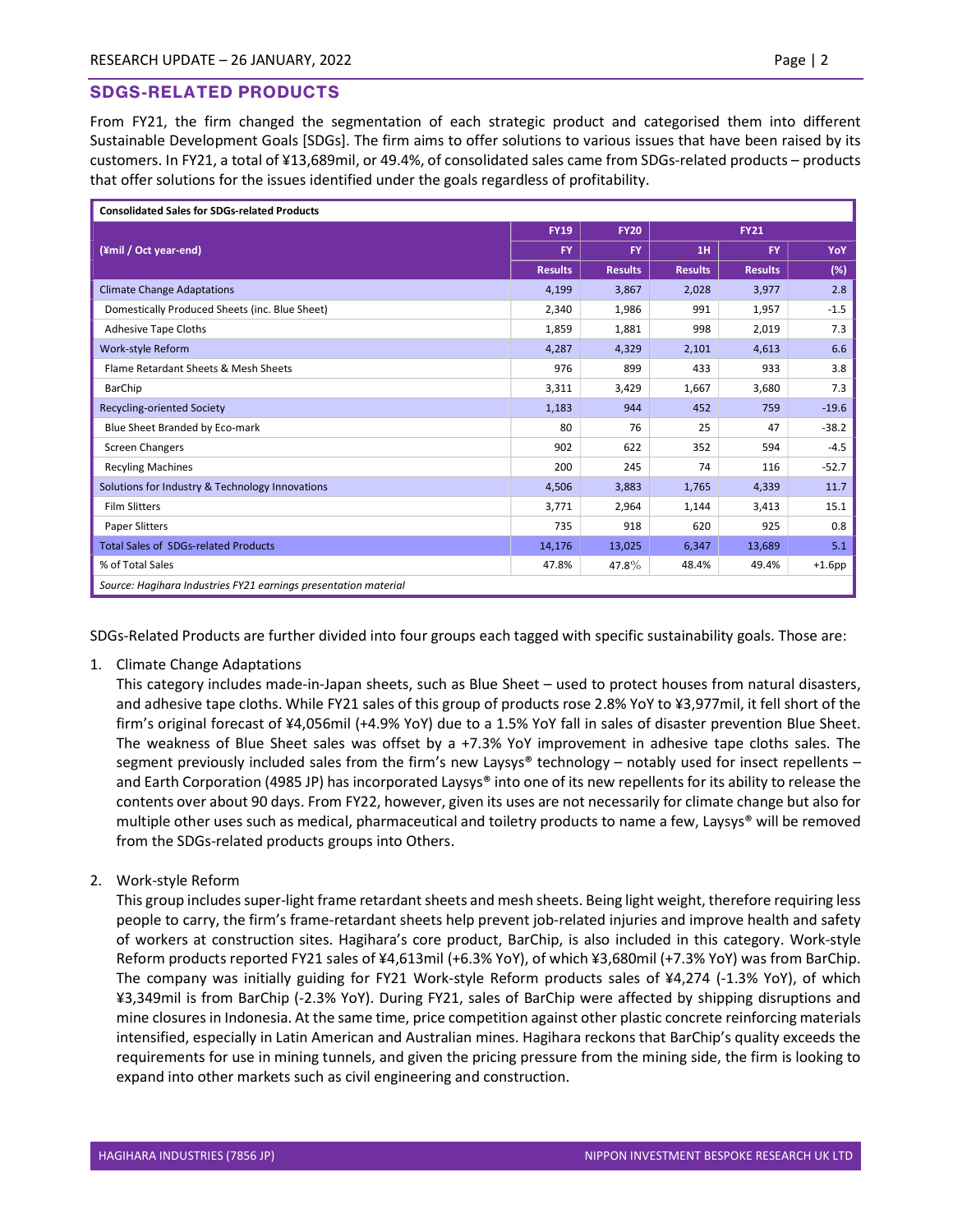## SDGS-RELATED PRODUCTS

From FY21, the firm changed the segmentation of each strategic product and categorised them into different Sustainable Development Goals [SDGs]. The firm aims to offer solutions to various issues that have been raised by its customers. In FY21, a total of ¥13,689mil, or 49.4%, of consolidated sales came from SDGs-related products – products that offer solutions for the issues identified under the goals regardless of profitability.

**Consolidated Sales for SDGs-related Products**

| (¥mil / Oct year-end) | FY19 | FY20 | FY21 | | |
|---|---|---|---|---|---|
| | FY | FY | 1H | FY | YoY |
| | Results | Results | Results | Results | (%) |
| Climate Change Adaptations | 4,199 | 3,867 | 2,028 | 3,977 | 2.8 |
| Domestically Produced Sheets (inc. Blue Sheet) | 2,340 | 1,986 | 991 | 1,957 | -1.5 |
| Adhesive Tape Cloths | 1,859 | 1,881 | 998 | 2,019 | 7.3 |
| Work-style Reform | 4,287 | 4,329 | 2,101 | 4,613 | 6.6 |
| Flame Retardant Sheets & Mesh Sheets | 976 | 899 | 433 | 933 | 3.8 |
| BarChip | 3,311 | 3,429 | 1,667 | 3,680 | 7.3 |
| Recycling-oriented Society | 1,183 | 944 | 452 | 759 | -19.6 |
| Blue Sheet Branded by Eco-mark | 80 | 76 | 25 | 47 | -38.2 |
| Screen Changers | 902 | 622 | 352 | 594 | -4.5 |
| Recyling Machines | 200 | 245 | 74 | 116 | -52.7 |
| Solutions for Industry & Technology Innovations | 4,506 | 3,883 | 1,765 | 4,339 | 11.7 |
| Film Slitters | 3,771 | 2,964 | 1,144 | 3,413 | 15.1 |
| Paper Slitters | 735 | 918 | 620 | 925 | 0.8 |
| Total Sales of SDGs-related Products | 14,176 | 13,025 | 6,347 | 13,689 | 5.1 |
| % of Total Sales | 47.8% | 47.8% | 48.4% | 49.4% | +1.6pp |

*Source: Hagihara Industries FY21 earnings presentation material*

SDGs-Related Products are further divided into four groups each tagged with specific sustainability goals. Those are:

1. Climate Change Adaptations

   This category includes made-in-Japan sheets, such as Blue Sheet – used to protect houses from natural disasters, and adhesive tape cloths. While FY21 sales of this group of products rose 2.8% YoY to ¥3,977mil, it fell short of the firm's original forecast of ¥4,056mil (+4.9% YoY) due to a 1.5% YoY fall in sales of disaster prevention Blue Sheet. The weakness of Blue Sheet sales was offset by a +7.3% YoY improvement in adhesive tape cloths sales. The segment previously included sales from the firm's new Laysys® technology – notably used for insect repellents – and Earth Corporation (4985 JP) has incorporated Laysys® into one of its new repellents for its ability to release the contents over about 90 days. From FY22, however, given its uses are not necessarily for climate change but also for multiple other uses such as medical, pharmaceutical and toiletry products to name a few, Laysys® will be removed from the SDGs-related products groups into Others.

2. Work-style Reform

   This group includes super-light frame retardant sheets and mesh sheets. Being light weight, therefore requiring less people to carry, the firm's frame-retardant sheets help prevent job-related injuries and improve health and safety of workers at construction sites. Hagihara's core product, BarChip, is also included in this category. Work-style Reform products reported FY21 sales of ¥4,613mil (+6.3% YoY), of which ¥3,680mil (+7.3% YoY) was from BarChip. The company was initially guiding for FY21 Work-style Reform products sales of ¥4,274 (-1.3% YoY), of which ¥3,349mil is from BarChip (-2.3% YoY). During FY21, sales of BarChip were affected by shipping disruptions and mine closures in Indonesia. At the same time, price competition against other plastic concrete reinforcing materials intensified, especially in Latin American and Australian mines. Hagihara reckons that BarChip's quality exceeds the requirements for use in mining tunnels, and given the pricing pressure from the mining side, the firm is looking to expand into other markets such as civil engineering and construction.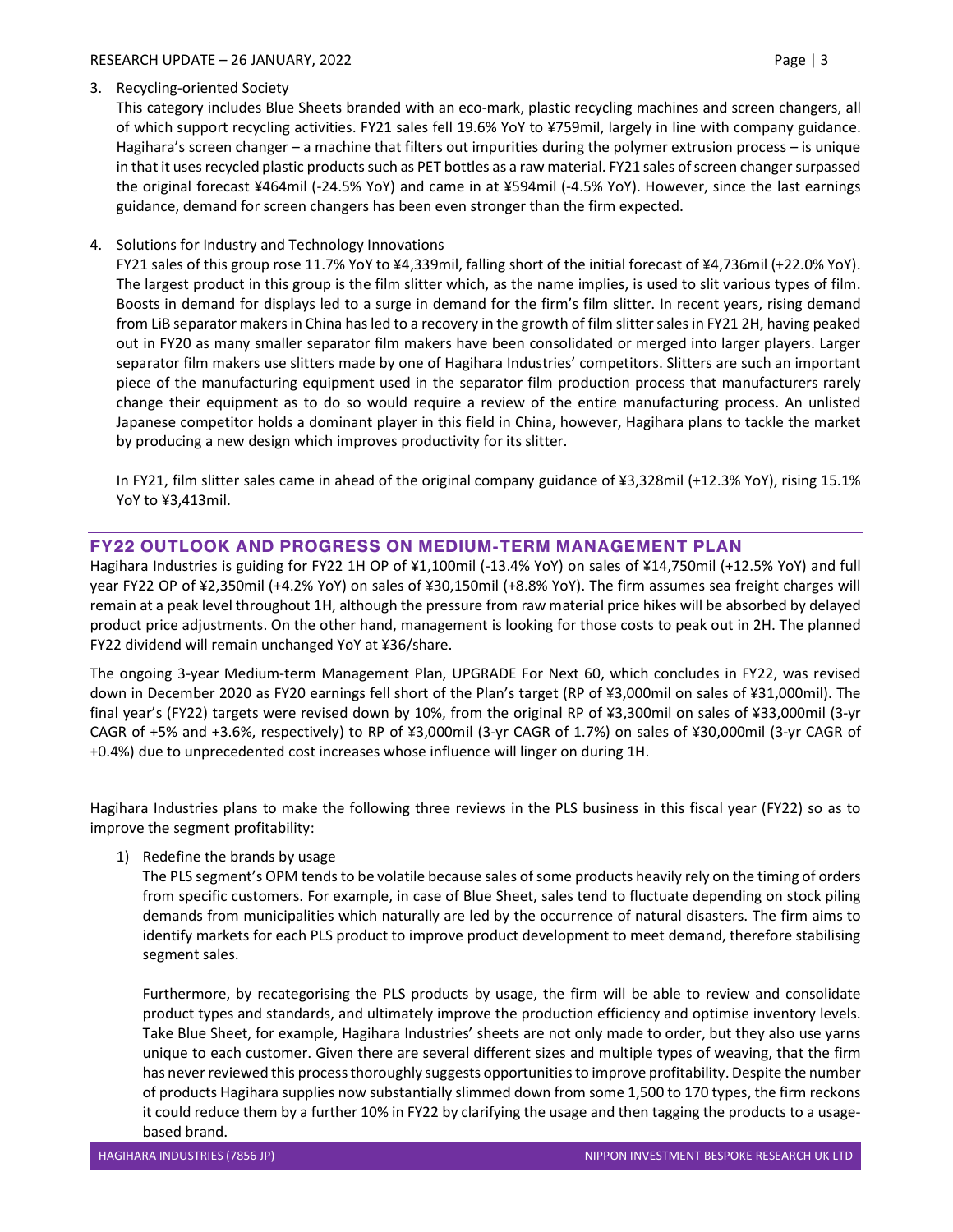3. Recycling-oriented Society

   This category includes Blue Sheets branded with an eco-mark, plastic recycling machines and screen changers, all of which support recycling activities. FY21 sales fell 19.6% YoY to ¥759mil, largely in line with company guidance. Hagihara's screen changer – a machine that filters out impurities during the polymer extrusion process – is unique in that it uses recycled plastic products such as PET bottles as a raw material. FY21 sales of screen changer surpassed the original forecast ¥464mil (-24.5% YoY) and came in at ¥594mil (-4.5% YoY). However, since the last earnings guidance, demand for screen changers has been even stronger than the firm expected.

4. Solutions for Industry and Technology Innovations

   FY21 sales of this group rose 11.7% YoY to ¥4,339mil, falling short of the initial forecast of ¥4,736mil (+22.0% YoY). The largest product in this group is the film slitter which, as the name implies, is used to slit various types of film. Boosts in demand for displays led to a surge in demand for the firm's film slitter. In recent years, rising demand from LiB separator makers in China has led to a recovery in the growth of film slitter sales in FY21 2H, having peaked out in FY20 as many smaller separator film makers have been consolidated or merged into larger players. Larger separator film makers use slitters made by one of Hagihara Industries' competitors. Slitters are such an important piece of the manufacturing equipment used in the separator film production process that manufacturers rarely change their equipment as to do so would require a review of the entire manufacturing process. An unlisted Japanese competitor holds a dominant player in this field in China, however, Hagihara plans to tackle the market by producing a new design which improves productivity for its slitter.

   In FY21, film slitter sales came in ahead of the original company guidance of ¥3,328mil (+12.3% YoY), rising 15.1% YoY to ¥3,413mil.

## FY22 OUTLOOK AND PROGRESS ON MEDIUM-TERM MANAGEMENT PLAN

Hagihara Industries is guiding for FY22 1H OP of ¥1,100mil (-13.4% YoY) on sales of ¥14,750mil (+12.5% YoY) and full year FY22 OP of ¥2,350mil (+4.2% YoY) on sales of ¥30,150mil (+8.8% YoY). The firm assumes sea freight charges will remain at a peak level throughout 1H, although the pressure from raw material price hikes will be absorbed by delayed product price adjustments. On the other hand, management is looking for those costs to peak out in 2H. The planned FY22 dividend will remain unchanged YoY at ¥36/share.

The ongoing 3-year Medium-term Management Plan, UPGRADE For Next 60, which concludes in FY22, was revised down in December 2020 as FY20 earnings fell short of the Plan's target (RP of ¥3,000mil on sales of ¥31,000mil). The final year's (FY22) targets were revised down by 10%, from the original RP of ¥3,300mil on sales of ¥33,000mil (3-yr CAGR of +5% and +3.6%, respectively) to RP of ¥3,000mil (3-yr CAGR of 1.7%) on sales of ¥30,000mil (3-yr CAGR of +0.4%) due to unprecedented cost increases whose influence will linger on during 1H.

Hagihara Industries plans to make the following three reviews in the PLS business in this fiscal year (FY22) so as to improve the segment profitability:

1) Redefine the brands by usage

   The PLS segment's OPM tends to be volatile because sales of some products heavily rely on the timing of orders from specific customers. For example, in case of Blue Sheet, sales tend to fluctuate depending on stock piling demands from municipalities which naturally are led by the occurrence of natural disasters. The firm aims to identify markets for each PLS product to improve product development to meet demand, therefore stabilising segment sales.

   Furthermore, by recategorising the PLS products by usage, the firm will be able to review and consolidate product types and standards, and ultimately improve the production efficiency and optimise inventory levels. Take Blue Sheet, for example, Hagihara Industries' sheets are not only made to order, but they also use yarns unique to each customer. Given there are several different sizes and multiple types of weaving, that the firm has never reviewed this process thoroughly suggests opportunities to improve profitability. Despite the number of products Hagihara supplies now substantially slimmed down from some 1,500 to 170 types, the firm reckons it could reduce them by a further 10% in FY22 by clarifying the usage and then tagging the products to a usage-based brand.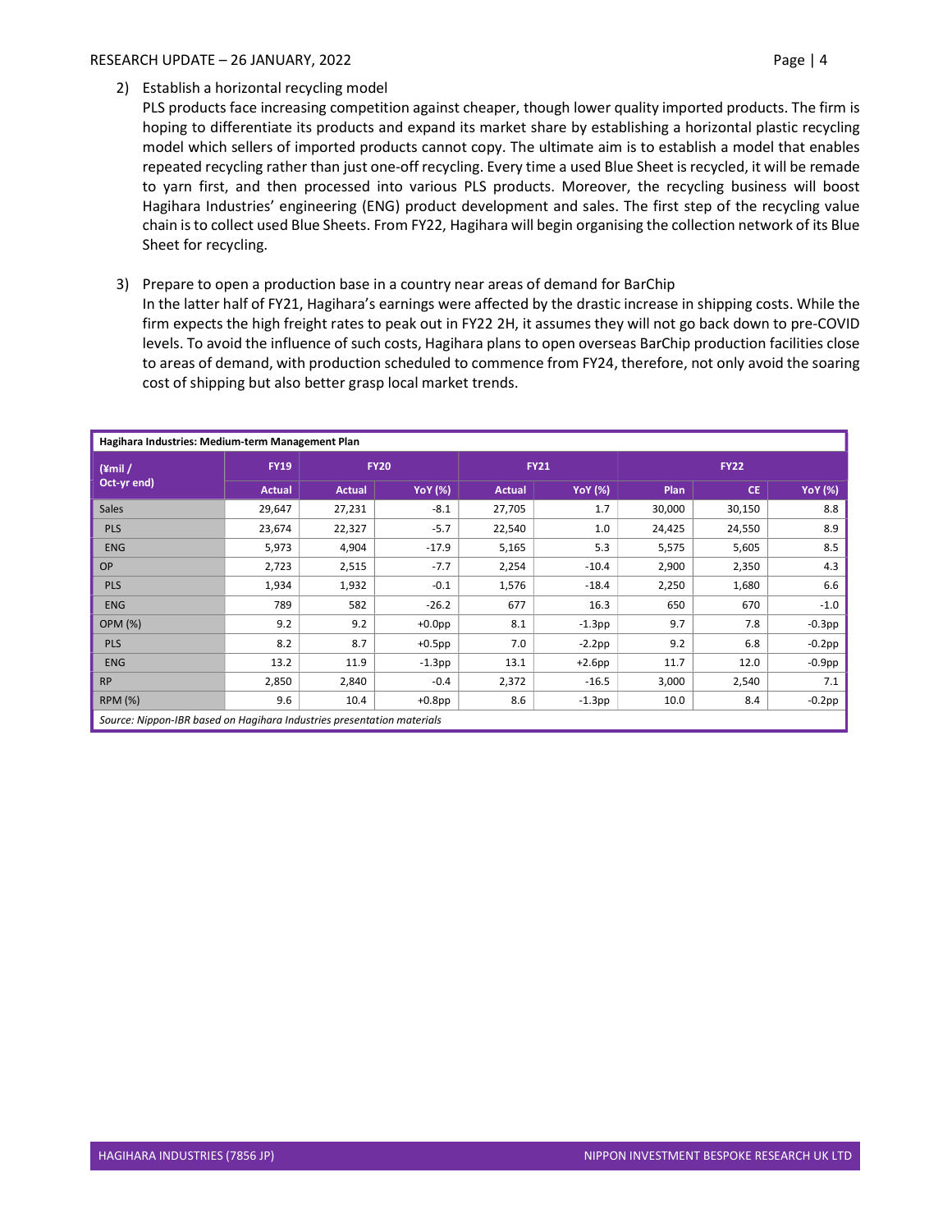2) Establish a horizontal recycling model

   PLS products face increasing competition against cheaper, though lower quality imported products. The firm is hoping to differentiate its products and expand its market share by establishing a horizontal plastic recycling model which sellers of imported products cannot copy. The ultimate aim is to establish a model that enables repeated recycling rather than just one-off recycling. Every time a used Blue Sheet is recycled, it will be remade to yarn first, and then processed into various PLS products. Moreover, the recycling business will boost Hagihara Industries' engineering (ENG) product development and sales. The first step of the recycling value chain is to collect used Blue Sheets. From FY22, Hagihara will begin organising the collection network of its Blue Sheet for recycling.

3) Prepare to open a production base in a country near areas of demand for BarChip

   In the latter half of FY21, Hagihara's earnings were affected by the drastic increase in shipping costs. While the firm expects the high freight rates to peak out in FY22 2H, it assumes they will not go back down to pre-COVID levels. To avoid the influence of such costs, Hagihara plans to open overseas BarChip production facilities close to areas of demand, with production scheduled to commence from FY24, therefore, not only avoid the soaring cost of shipping but also better grasp local market trends.

**Hagihara Industries: Medium-term Management Plan**

| (¥mil / Oct-yr end) | FY19 | FY20 | | FY21 | | FY22 | | |
|---|---|---|---|---|---|---|---|---|
| | Actual | Actual | YoY (%) | Actual | YoY (%) | Plan | CE | YoY (%) |
| Sales | 29,647 | 27,231 | -8.1 | 27,705 | 1.7 | 30,000 | 30,150 | 8.8 |
| PLS | 23,674 | 22,327 | -5.7 | 22,540 | 1.0 | 24,425 | 24,550 | 8.9 |
| ENG | 5,973 | 4,904 | -17.9 | 5,165 | 5.3 | 5,575 | 5,605 | 8.5 |
| OP | 2,723 | 2,515 | -7.7 | 2,254 | -10.4 | 2,900 | 2,350 | 4.3 |
| PLS | 1,934 | 1,932 | -0.1 | 1,576 | -18.4 | 2,250 | 1,680 | 6.6 |
| ENG | 789 | 582 | -26.2 | 677 | 16.3 | 650 | 670 | -1.0 |
| OPM (%) | 9.2 | 9.2 | +0.0pp | 8.1 | -1.3pp | 9.7 | 7.8 | -0.3pp |
| PLS | 8.2 | 8.7 | +0.5pp | 7.0 | -2.2pp | 9.2 | 6.8 | -0.2pp |
| ENG | 13.2 | 11.9 | -1.3pp | 13.1 | +2.6pp | 11.7 | 12.0 | -0.9pp |
| RP | 2,850 | 2,840 | -0.4 | 2,372 | -16.5 | 3,000 | 2,540 | 7.1 |
| RPM (%) | 9.6 | 10.4 | +0.8pp | 8.6 | -1.3pp | 10.0 | 8.4 | -0.2pp |

*Source: Nippon-IBR based on Hagihara Industries presentation materials*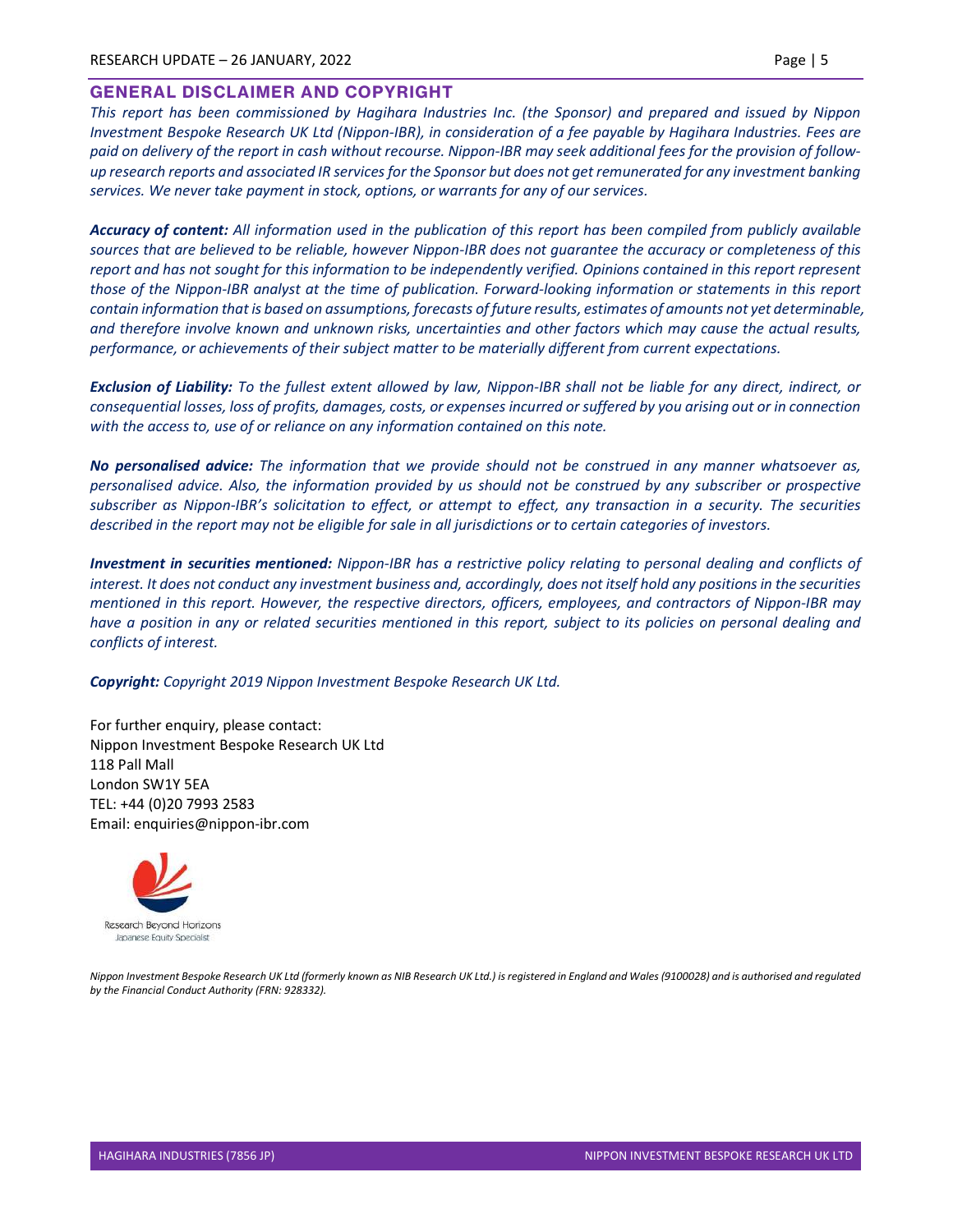## GENERAL DISCLAIMER AND COPYRIGHT

*This report has been commissioned by Hagihara Industries Inc. (the Sponsor) and prepared and issued by Nippon Investment Bespoke Research UK Ltd (Nippon-IBR), in consideration of a fee payable by Hagihara Industries. Fees are paid on delivery of the report in cash without recourse. Nippon-IBR may seek additional fees for the provision of follow-up research reports and associated IR services for the Sponsor but does not get remunerated for any investment banking services. We never take payment in stock, options, or warrants for any of our services.*

***Accuracy of content:*** *All information used in the publication of this report has been compiled from publicly available sources that are believed to be reliable, however Nippon-IBR does not guarantee the accuracy or completeness of this report and has not sought for this information to be independently verified. Opinions contained in this report represent those of the Nippon-IBR analyst at the time of publication. Forward-looking information or statements in this report contain information that is based on assumptions, forecasts of future results, estimates of amounts not yet determinable, and therefore involve known and unknown risks, uncertainties and other factors which may cause the actual results, performance, or achievements of their subject matter to be materially different from current expectations.*

***Exclusion of Liability:*** *To the fullest extent allowed by law, Nippon-IBR shall not be liable for any direct, indirect, or consequential losses, loss of profits, damages, costs, or expenses incurred or suffered by you arising out or in connection with the access to, use of or reliance on any information contained on this note.*

***No personalised advice:*** *The information that we provide should not be construed in any manner whatsoever as, personalised advice. Also, the information provided by us should not be construed by any subscriber or prospective subscriber as Nippon-IBR's solicitation to effect, or attempt to effect, any transaction in a security. The securities described in the report may not be eligible for sale in all jurisdictions or to certain categories of investors.*

***Investment in securities mentioned:*** *Nippon-IBR has a restrictive policy relating to personal dealing and conflicts of interest. It does not conduct any investment business and, accordingly, does not itself hold any positions in the securities mentioned in this report. However, the respective directors, officers, employees, and contractors of Nippon-IBR may have a position in any or related securities mentioned in this report, subject to its policies on personal dealing and conflicts of interest.*

***Copyright:*** *Copyright 2019 Nippon Investment Bespoke Research UK Ltd.*

For further enquiry, please contact:
Nippon Investment Bespoke Research UK Ltd
118 Pall Mall
London SW1Y 5EA
TEL: +44 (0)20 7993 2583
Email: enquiries@nippon-ibr.com

Research Beyond Horizons
Japanese Equity Specialist

*Nippon Investment Bespoke Research UK Ltd (formerly known as NIB Research UK Ltd.) is registered in England and Wales (9100028) and is authorised and regulated by the Financial Conduct Authority (FRN: 928332).*